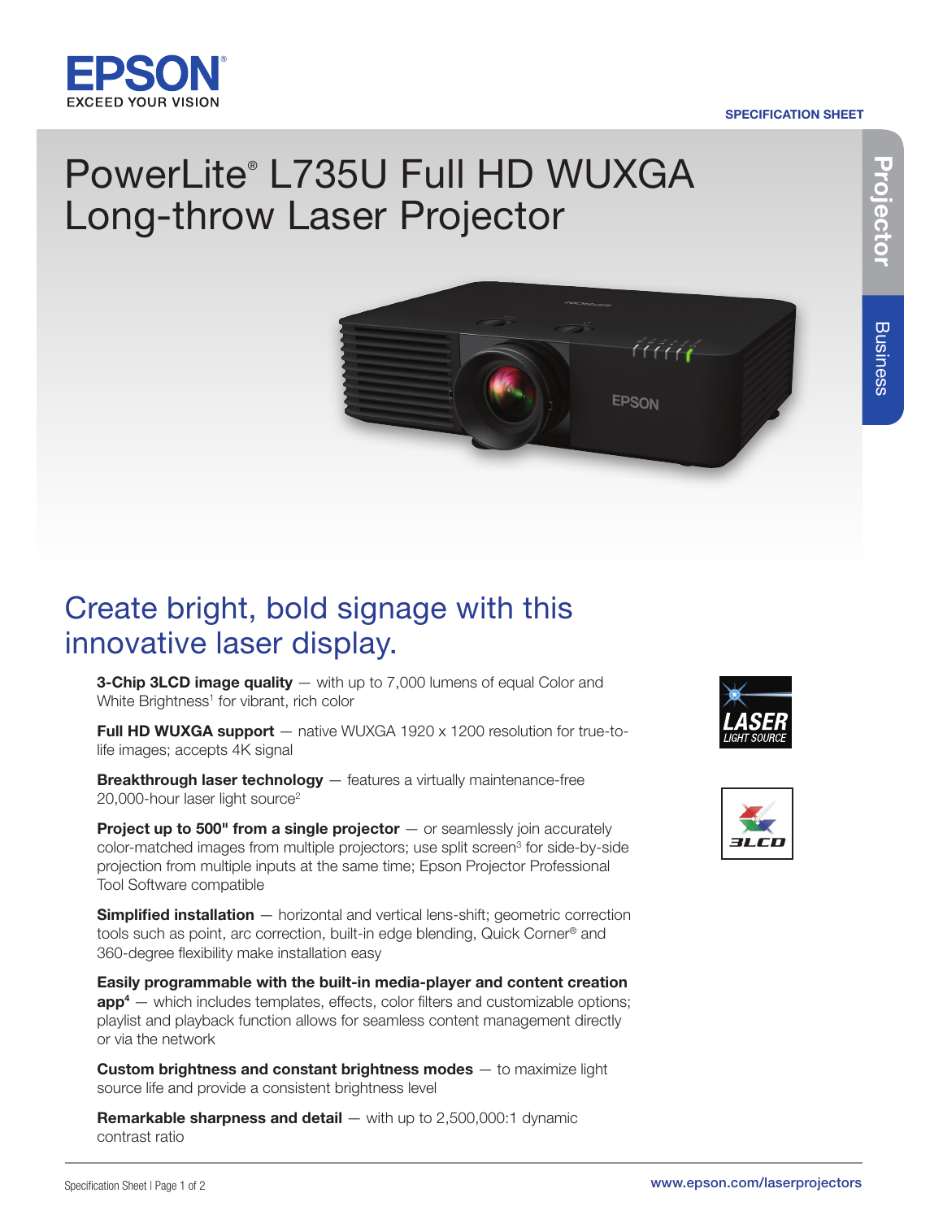SPECIFICATION SHEET

# PowerLite® L735U Full HD WUXGA Long-throw Laser Projector

## Create bright, bold signage with this innovative laser display.

**3-Chip 3LCD image quality** — with up to 7,000 lumens of equal Color and White Brightness[1] for vibrant, rich color

**Full HD WUXGA support** — native WUXGA 1920 x 1200 resolution for true-to-life images; accepts 4K signal

**Breakthrough laser technology** — features a virtually maintenance-free 20,000-hour laser light source[2]

**Project up to 500" from a single projector** — or seamlessly join accurately color-matched images from multiple projectors; use split screen[3] for side-by-side projection from multiple inputs at the same time; Epson Projector Professional Tool Software compatible

**Simplified installation** — horizontal and vertical lens-shift; geometric correction tools such as point, arc correction, built-in edge blending, Quick Corner® and 360-degree flexibility make installation easy

**Easily programmable with the built-in media-player and content creation app[4]** — which includes templates, effects, color filters and customizable options; playlist and playback function allows for seamless content management directly or via the network

**Custom brightness and constant brightness modes** — to maximize light source life and provide a consistent brightness level

**Remarkable sharpness and detail** — with up to 2,500,000:1 dynamic contrast ratio

www.epson.com/laserprojectors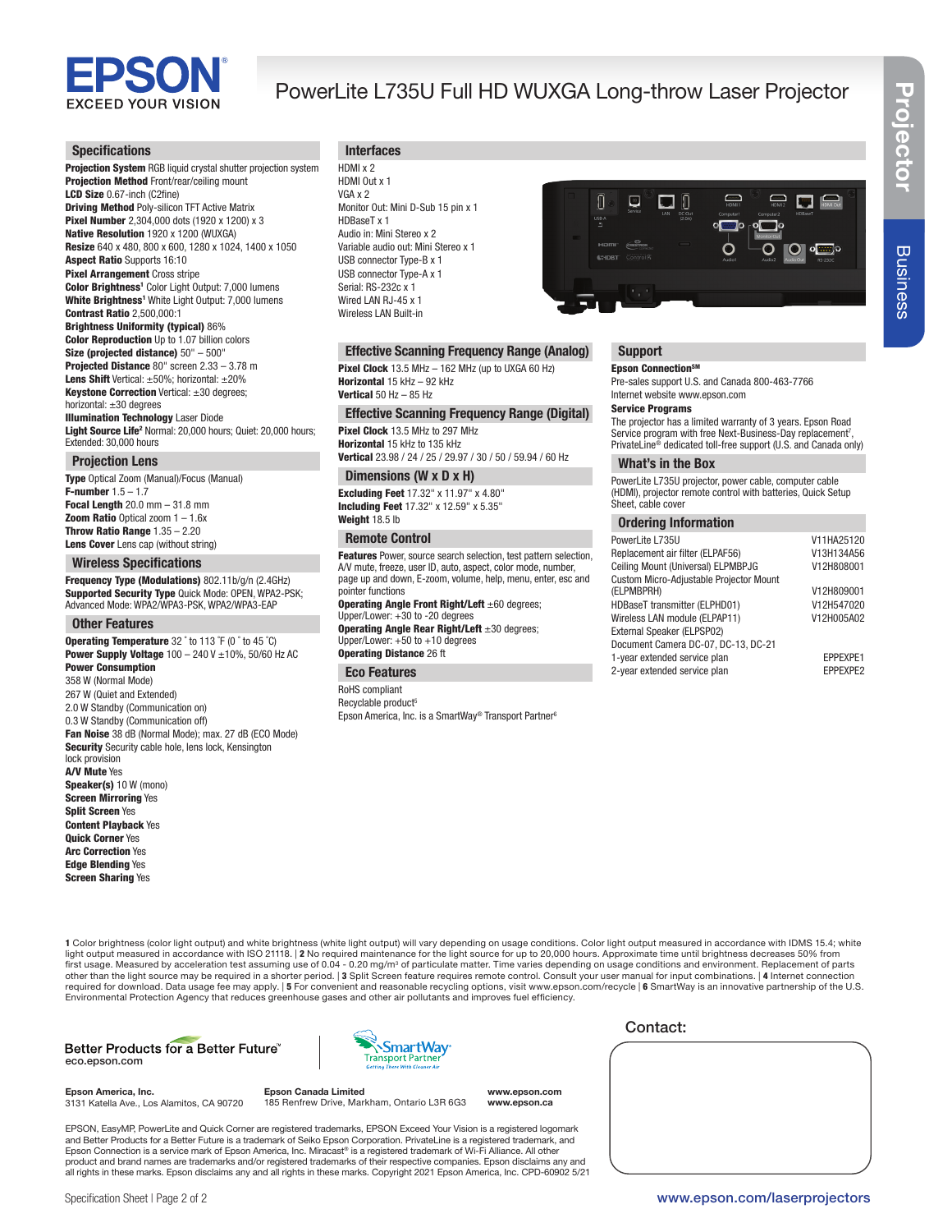# PowerLite L735U Full HD WUXGA Long-throw Laser Projector

## Specifications

**Projection System** RGB liquid crystal shutter projection system
**Projection Method** Front/rear/ceiling mount
**LCD Size** 0.67-inch (C2fine)
**Driving Method** Poly-silicon TFT Active Matrix
**Pixel Number** 2,304,000 dots (1920 x 1200) x 3
**Native Resolution** 1920 x 1200 (WUXGA)
**Resize** 640 x 480, 800 x 600, 1280 x 1024, 1400 x 1050
**Aspect Ratio** Supports 16:10
**Pixel Arrangement** Cross stripe
**Color Brightness**[1] Color Light Output: 7,000 lumens
**White Brightness**[1] White Light Output: 7,000 lumens
**Contrast Ratio** 2,500,000:1
**Brightness Uniformity (typical)** 86%
**Color Reproduction** Up to 1.07 billion colors
**Size (projected distance)** 50" – 500"
**Projected Distance** 80" screen 2.33 – 3.78 m
**Lens Shift** Vertical: ±50%; horizontal: ±20%
**Keystone Correction** Vertical: ±30 degrees; horizontal: ±30 degrees
**Illumination Technology** Laser Diode
**Light Source Life**[2] Normal: 20,000 hours; Quiet: 20,000 hours; Extended: 30,000 hours

## Projection Lens

**Type** Optical Zoom (Manual)/Focus (Manual)
**F-number** 1.5 – 1.7
**Focal Length** 20.0 mm – 31.8 mm
**Zoom Ratio** Optical zoom 1 – 1.6x
**Throw Ratio Range** 1.35 – 2.20
**Lens Cover** Lens cap (without string)

## Wireless Specifications

**Frequency Type (Modulations)** 802.11b/g/n (2.4GHz)
**Supported Security Type** Quick Mode: OPEN, WPA2-PSK; Advanced Mode: WPA2/WPA3-PSK, WPA2/WPA3-EAP

## Other Features

**Operating Temperature** 32 ˚ to 113 ˚F (0 ˚ to 45 ˚C)
**Power Supply Voltage** 100 – 240 V ±10%, 50/60 Hz AC
**Power Consumption**
358 W (Normal Mode)
267 W (Quiet and Extended)
2.0 W Standby (Communication on)
0.3 W Standby (Communication off)
**Fan Noise** 38 dB (Normal Mode); max. 27 dB (ECO Mode)
**Security** Security cable hole, lens lock, Kensington lock provision
**A/V Mute** Yes
**Speaker(s)** 10 W (mono)
**Screen Mirroring** Yes
**Split Screen** Yes
**Content Playback** Yes
**Quick Corner** Yes
**Arc Correction** Yes
**Edge Blending** Yes
**Screen Sharing** Yes

## Interfaces

HDMI x 2
HDMI Out x 1
VGA x 2
Monitor Out: Mini D-Sub 15 pin x 1
HDBaseT x 1
Audio in: Mini Stereo x 2
Variable audio out: Mini Stereo x 1
USB connector Type-B x 1
USB connector Type-A x 1
Serial: RS-232c x 1
Wired LAN RJ-45 x 1
Wireless LAN Built-in

## Effective Scanning Frequency Range (Analog)

**Pixel Clock** 13.5 MHz – 162 MHz (up to UXGA 60 Hz)
**Horizontal** 15 kHz – 92 kHz
**Vertical** 50 Hz – 85 Hz

## Effective Scanning Frequency Range (Digital)

**Pixel Clock** 13.5 MHz to 297 MHz
**Horizontal** 15 kHz to 135 kHz
**Vertical** 23.98 / 24 / 25 / 29.97 / 30 / 50 / 59.94 / 60 Hz

## Dimensions (W x D x H)

**Excluding Feet** 17.32" x 11.97" x 4.80"
**Including Feet** 17.32" x 12.59" x 5.35"
**Weight** 18.5 lb

## Remote Control

**Features** Power, source search selection, test pattern selection, A/V mute, freeze, user ID, auto, aspect, color mode, number, page up and down, E-zoom, volume, help, menu, enter, esc and pointer functions
**Operating Angle Front Right/Left** ±60 degrees; Upper/Lower: +30 to -20 degrees
**Operating Angle Rear Right/Left** ±30 degrees; Upper/Lower: +50 to +10 degrees
**Operating Distance** 26 ft

## Eco Features

RoHS compliant
Recyclable product[5]
Epson America, Inc. is a SmartWay® Transport Partner[6]

## Support

**Epson Connection**℠
Pre-sales support U.S. and Canada 800-463-7766
Internet website www.epson.com

**Service Programs**
The projector has a limited warranty of 3 years. Epson Road Service program with free Next-Business-Day replacement[7], PrivateLine® dedicated toll-free support (U.S. and Canada only)

## What's in the Box

PowerLite L735U projector, power cable, computer cable (HDMI), projector remote control with batteries, Quick Setup Sheet, cable cover

## Ordering Information

| | |
|---|---|
| PowerLite L735U | V11HA25120 |
| Replacement air filter (ELPAF56) | V13H134A56 |
| Ceiling Mount (Universal) ELPMBPJG | V12H808001 |
| Custom Micro-Adjustable Projector Mount (ELPMBPRH) | V12H809001 |
| HDBaseT transmitter (ELPHD01) | V12H547020 |
| Wireless LAN module (ELPAP11) | V12H005A02 |
| External Speaker (ELPSP02) | |
| Document Camera DC-07, DC-13, DC-21 | |
| 1-year extended service plan | EPPEXPE1 |
| 2-year extended service plan | EPPEXPE2 |

**1** Color brightness (color light output) and white brightness (white light output) will vary depending on usage conditions. Color light output measured in accordance with IDMS 15.4; white light output measured in accordance with ISO 21118. | **2** No required maintenance for the light source for up to 20,000 hours. Approximate time until brightness decreases 50% from first usage. Measured by acceleration test assuming use of 0.04 - 0.20 mg/m³ of particulate matter. Time varies depending on usage conditions and environment. Replacement of parts other than the light source may be required in a shorter period. | **3** Split Screen feature requires remote control. Consult your user manual for input combinations. | **4** Internet connection required for download. Data usage fee may apply. | **5** For convenient and reasonable recycling options, visit www.epson.com/recycle | **6** SmartWay is an innovative partnership of the U.S. Environmental Protection Agency that reduces greenhouse gases and other air pollutants and improves fuel efficiency.

Better Products for a Better Future™
eco.epson.com

Contact:

**Epson America, Inc.**
3131 Katella Ave., Los Alamitos, CA 90720

**Epson Canada Limited**
185 Renfrew Drive, Markham, Ontario L3R 6G3

**www.epson.com**
**www.epson.ca**

EPSON, EasyMP, PowerLite and Quick Corner are registered trademarks, EPSON Exceed Your Vision is a registered logomark and Better Products for a Better Future is a trademark of Seiko Epson Corporation. PrivateLine is a registered trademark, and Epson Connection is a service mark of Epson America, Inc. Miracast® is a registered trademark of Wi-Fi Alliance. All other product and brand names are trademarks and/or registered trademarks of their respective companies. Epson disclaims any and all rights in these marks. Copyright 2021 Epson America, Inc. CPD-60902 5/21

www.epson.com/laserprojectors